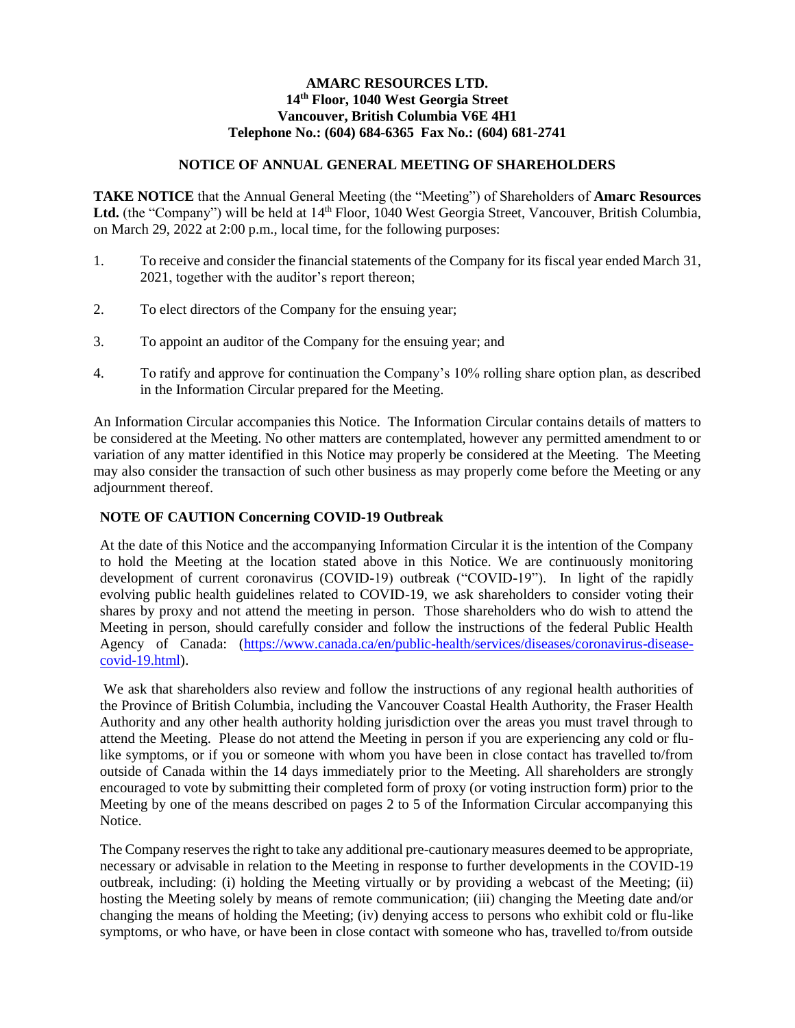**AMARC RESOURCES LTD.**
**14th Floor, 1040 West Georgia Street**
**Vancouver, British Columbia V6E 4H1**
**Telephone No.: (604) 684-6365 Fax No.: (604) 681-2741**

# NOTICE OF ANNUAL GENERAL MEETING OF SHAREHOLDERS

**TAKE NOTICE** that the Annual General Meeting (the "Meeting") of Shareholders of **Amarc Resources Ltd.** (the "Company") will be held at 14th Floor, 1040 West Georgia Street, Vancouver, British Columbia, on March 29, 2022 at 2:00 p.m., local time, for the following purposes:

1. To receive and consider the financial statements of the Company for its fiscal year ended March 31, 2021, together with the auditor's report thereon;

2. To elect directors of the Company for the ensuing year;

3. To appoint an auditor of the Company for the ensuing year; and

4. To ratify and approve for continuation the Company's 10% rolling share option plan, as described in the Information Circular prepared for the Meeting.

An Information Circular accompanies this Notice. The Information Circular contains details of matters to be considered at the Meeting. No other matters are contemplated, however any permitted amendment to or variation of any matter identified in this Notice may properly be considered at the Meeting. The Meeting may also consider the transaction of such other business as may properly come before the Meeting or any adjournment thereof.

## NOTE OF CAUTION Concerning COVID-19 Outbreak

At the date of this Notice and the accompanying Information Circular it is the intention of the Company to hold the Meeting at the location stated above in this Notice. We are continuously monitoring development of current coronavirus (COVID-19) outbreak ("COVID-19"). In light of the rapidly evolving public health guidelines related to COVID-19, we ask shareholders to consider voting their shares by proxy and not attend the meeting in person. Those shareholders who do wish to attend the Meeting in person, should carefully consider and follow the instructions of the federal Public Health Agency of Canada: (https://www.canada.ca/en/public-health/services/diseases/coronavirus-disease-covid-19.html).

We ask that shareholders also review and follow the instructions of any regional health authorities of the Province of British Columbia, including the Vancouver Coastal Health Authority, the Fraser Health Authority and any other health authority holding jurisdiction over the areas you must travel through to attend the Meeting. Please do not attend the Meeting in person if you are experiencing any cold or flu-like symptoms, or if you or someone with whom you have been in close contact has travelled to/from outside of Canada within the 14 days immediately prior to the Meeting. All shareholders are strongly encouraged to vote by submitting their completed form of proxy (or voting instruction form) prior to the Meeting by one of the means described on pages 2 to 5 of the Information Circular accompanying this Notice.

The Company reserves the right to take any additional pre-cautionary measures deemed to be appropriate, necessary or advisable in relation to the Meeting in response to further developments in the COVID-19 outbreak, including: (i) holding the Meeting virtually or by providing a webcast of the Meeting; (ii) hosting the Meeting solely by means of remote communication; (iii) changing the Meeting date and/or changing the means of holding the Meeting; (iv) denying access to persons who exhibit cold or flu-like symptoms, or who have, or have been in close contact with someone who has, travelled to/from outside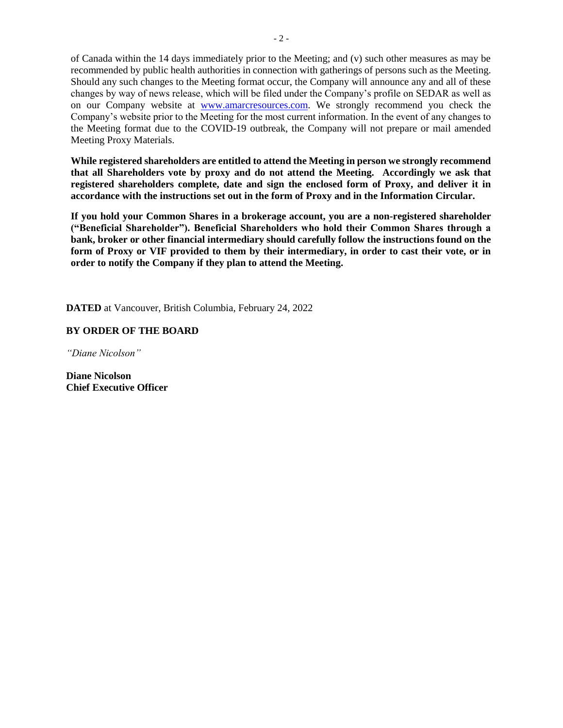of Canada within the 14 days immediately prior to the Meeting; and (v) such other measures as may be recommended by public health authorities in connection with gatherings of persons such as the Meeting. Should any such changes to the Meeting format occur, the Company will announce any and all of these changes by way of news release, which will be filed under the Company's profile on SEDAR as well as on our Company website at [www.amarcresources.com](http://www.amarcresources.com). We strongly recommend you check the Company's website prior to the Meeting for the most current information. In the event of any changes to the Meeting format due to the COVID-19 outbreak, the Company will not prepare or mail amended Meeting Proxy Materials.

**While registered shareholders are entitled to attend the Meeting in person we strongly recommend that all Shareholders vote by proxy and do not attend the Meeting. Accordingly we ask that registered shareholders complete, date and sign the enclosed form of Proxy, and deliver it in accordance with the instructions set out in the form of Proxy and in the Information Circular.**

**If you hold your Common Shares in a brokerage account, you are a non-registered shareholder ("Beneficial Shareholder"). Beneficial Shareholders who hold their Common Shares through a bank, broker or other financial intermediary should carefully follow the instructions found on the form of Proxy or VIF provided to them by their intermediary, in order to cast their vote, or in order to notify the Company if they plan to attend the Meeting.**

**DATED** at Vancouver, British Columbia, February 24, 2022

**BY ORDER OF THE BOARD**

*"Diane Nicolson"*

**Diane Nicolson**
**Chief Executive Officer**